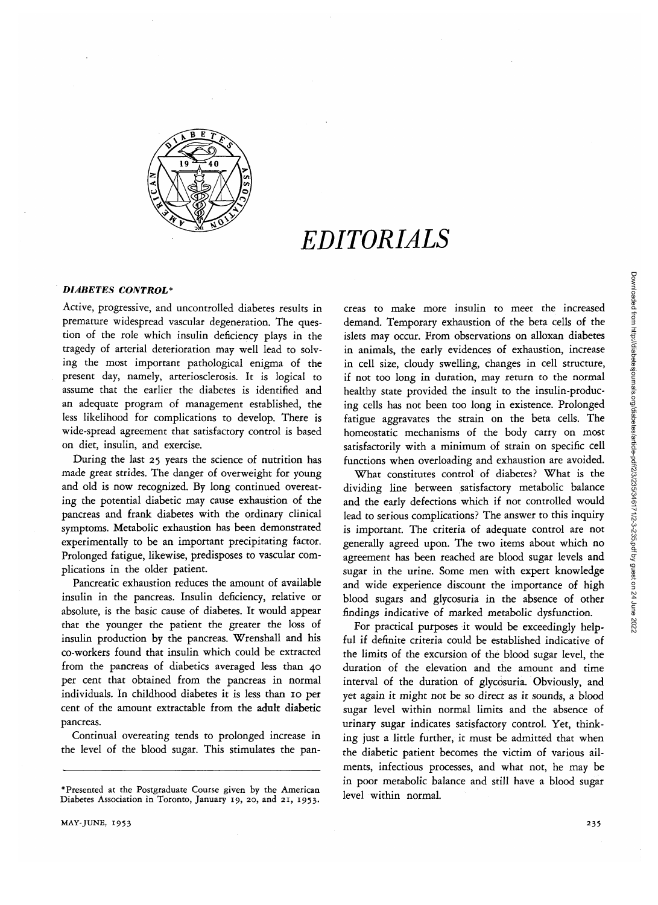// EDITORIALS

# EDITORIALS

## *DIABETES CONTROL**

Active, progressive, and uncontrolled diabetes results in premature widespread vascular degeneration. The question of the role which insulin deficiency plays in the tragedy of arterial deterioration may well lead to solving the most important pathological enigma of the present day, namely, arteriosclerosis. It is logical to assume that the earlier the diabetes is identified and an adequate program of management established, the less likelihood for complications to develop. There is wide-spread agreement that satisfactory control is based on diet, insulin, and exercise.

During the last 25 years the science of nutrition has made great strides. The danger of overweight for young and old is now recognized. By long continued overeating the potential diabetic may cause exhaustion of the pancreas and frank diabetes with the ordinary clinical symptoms. Metabolic exhaustion has been demonstrated experimentally to be an important precipitating factor. Prolonged fatigue, likewise, predisposes to vascular complications in the older patient.

Pancreatic exhaustion reduces the amount of available insulin in the pancreas. Insulin deficiency, relative or absolute, is the basic cause of diabetes. It would appear that the younger the patient the greater the loss of insulin production by the pancreas. Wrenshall and his co-workers found that insulin which could be extracted from the pancreas of diabetics averaged less than 40 per cent that obtained from the pancreas in normal individuals. In childhood diabetes it is less than 10 per cent of the amount extractable from the adult diabetic pancreas.

Continual overeating tends to prolonged increase in the level of the blood sugar. This stimulates the pancreas to make more insulin to meet the increased demand. Temporary exhaustion of the beta cells of the islets may occur. From observations on alloxan diabetes in animals, the early evidences of exhaustion, increase in cell size, cloudy swelling, changes in cell structure, if not too long in duration, may return to the normal healthy state provided the insult to the insulin-producing cells has not been too long in existence. Prolonged fatigue aggravates the strain on the beta cells. The homeostatic mechanisms of the body carry on most satisfactorily with a minimum of strain on specific cell functions when overloading and exhaustion are avoided.

What constitutes control of diabetes? What is the dividing line between satisfactory metabolic balance and the early defections which if not controlled would lead to serious complications? The answer to this inquiry is important. The criteria of adequate control are not generally agreed upon. The two items about which no agreement has been reached are blood sugar levels and sugar in the urine. Some men with expert knowledge and wide experience discount the importance of high blood sugars and glycosuria in the absence of other findings indicative of marked metabolic dysfunction.

For practical purposes it would be exceedingly helpful if definite criteria could be established indicative of the limits of the excursion of the blood sugar level, the duration of the elevation and the amount and time interval of the duration of glycosuria. Obviously, and yet again it might not be so direct as it sounds, a blood sugar level within normal limits and the absence of urinary sugar indicates satisfactory control. Yet, thinking just a little further, it must be admitted that when the diabetic patient becomes the victim of various ailments, infectious processes, and what not, he may be in poor metabolic balance and still have a blood sugar level within normal.

*Presented at the Postgraduate Course given by the American Diabetes Association in Toronto, January 19, 20, and 21, 1953.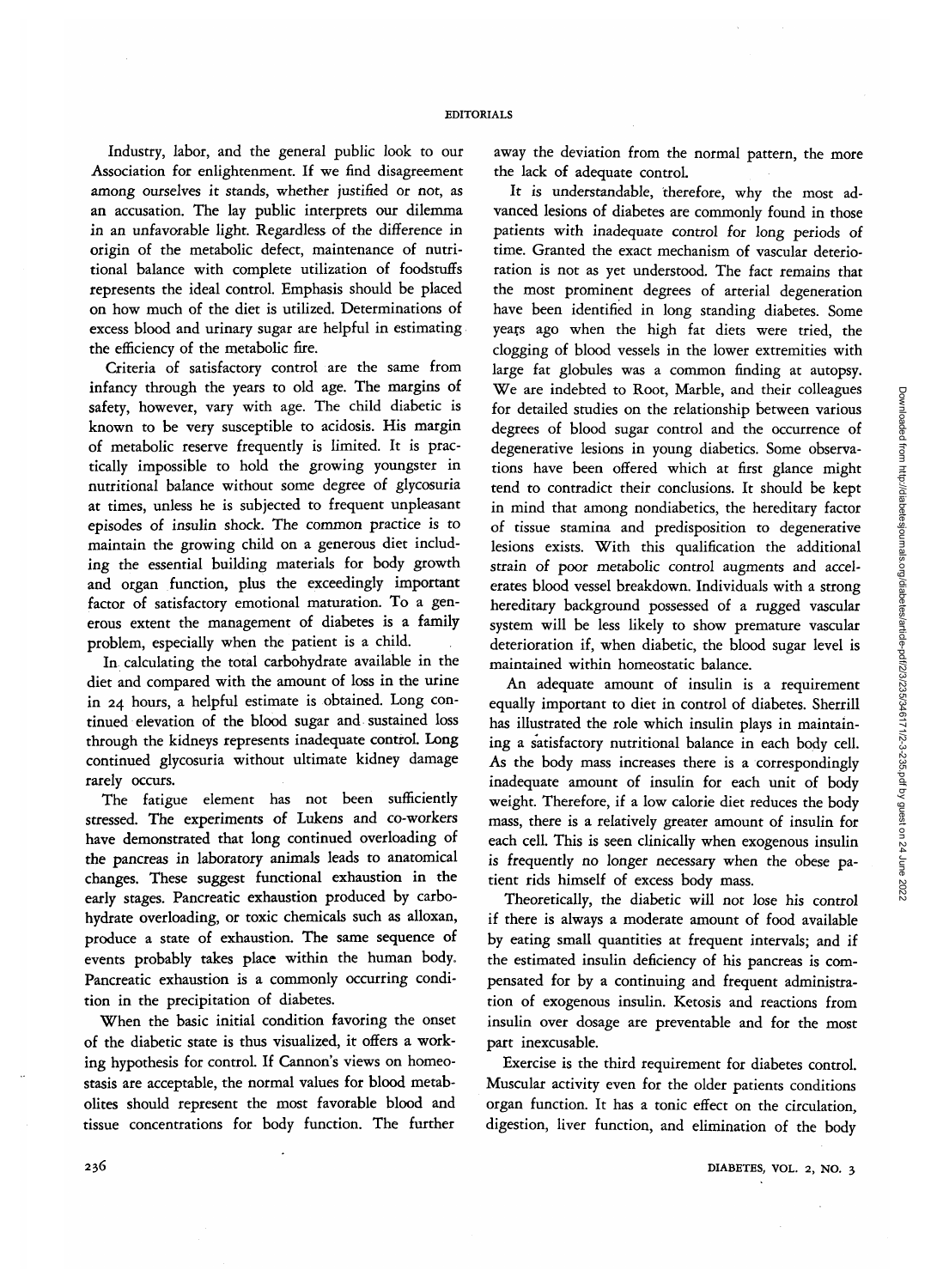Industry, labor, and the general public look to our Association for enlightenment. If we find disagreement among ourselves it stands, whether justified or not, as an accusation. The lay public interprets our dilemma in an unfavorable light. Regardless of the difference in origin of the metabolic defect, maintenance of nutritional balance with complete utilization of foodstuffs represents the ideal control. Emphasis should be placed on how much of the diet is utilized. Determinations of excess blood and urinary sugar are helpful in estimating the efficiency of the metabolic fire.

Criteria of satisfactory control are the same from infancy through the years to old age. The margins of safety, however, vary with age. The child diabetic is known to be very susceptible to acidosis. His margin of metabolic reserve frequently is limited. It is practically impossible to hold the growing youngster in nutritional balance without some degree of glycosuria at times, unless he is subjected to frequent unpleasant episodes of insulin shock. The common practice is to maintain the growing child on a generous diet including the essential building materials for body growth and organ function, plus the exceedingly important factor of satisfactory emotional maturation. To a generous extent the management of diabetes is a family problem, especially when the patient is a child.

In calculating the total carbohydrate available in the diet and compared with the amount of loss in the urine in 24 hours, a helpful estimate is obtained. Long continued elevation of the blood sugar and sustained loss through the kidneys represents inadequate control. Long continued glycosuria without ultimate kidney damage rarely occurs.

The fatigue element has not been sufficiently stressed. The experiments of Lukens and co-workers have demonstrated that long continued overloading of the pancreas in laboratory animals leads to anatomical changes. These suggest functional exhaustion in the early stages. Pancreatic exhaustion produced by carbohydrate overloading, or toxic chemicals such as alloxan, produce a state of exhaustion. The same sequence of events probably takes place within the human body. Pancreatic exhaustion is a commonly occurring condition in the precipitation of diabetes.

When the basic initial condition favoring the onset of the diabetic state is thus visualized, it offers a working hypothesis for control. If Cannon's views on homeostasis are acceptable, the normal values for blood metabolites should represent the most favorable blood and tissue concentrations for body function. The further away the deviation from the normal pattern, the more the lack of adequate control.

It is understandable, therefore, why the most advanced lesions of diabetes are commonly found in those patients with inadequate control for long periods of time. Granted the exact mechanism of vascular deterioration is not as yet understood. The fact remains that the most prominent degrees of arterial degeneration have been identified in long standing diabetes. Some years ago when the high fat diets were tried, the clogging of blood vessels in the lower extremities with large fat globules was a common finding at autopsy. We are indebted to Root, Marble, and their colleagues for detailed studies on the relationship between various degrees of blood sugar control and the occurrence of degenerative lesions in young diabetics. Some observations have been offered which at first glance might tend to contradict their conclusions. It should be kept in mind that among nondiabetics, the hereditary factor of tissue stamina and predisposition to degenerative lesions exists. With this qualification the additional strain of poor metabolic control augments and accelerates blood vessel breakdown. Individuals with a strong hereditary background possessed of a rugged vascular system will be less likely to show premature vascular deterioration if, when diabetic, the blood sugar level is maintained within homeostatic balance.

An adequate amount of insulin is a requirement equally important to diet in control of diabetes. Sherrill has illustrated the role which insulin plays in maintaining a satisfactory nutritional balance in each body cell. As the body mass increases there is a correspondingly inadequate amount of insulin for each unit of body weight. Therefore, if a low calorie diet reduces the body mass, there is a relatively greater amount of insulin for each cell. This is seen clinically when exogenous insulin is frequently no longer necessary when the obese patient rids himself of excess body mass.

Theoretically, the diabetic will not lose his control if there is always a moderate amount of food available by eating small quantities at frequent intervals; and if the estimated insulin deficiency of his pancreas is compensated for by a continuing and frequent administration of exogenous insulin. Ketosis and reactions from insulin over dosage are preventable and for the most part inexcusable.

Exercise is the third requirement for diabetes control. Muscular activity even for the older patients conditions organ function. It has a tonic effect on the circulation, digestion, liver function, and elimination of the body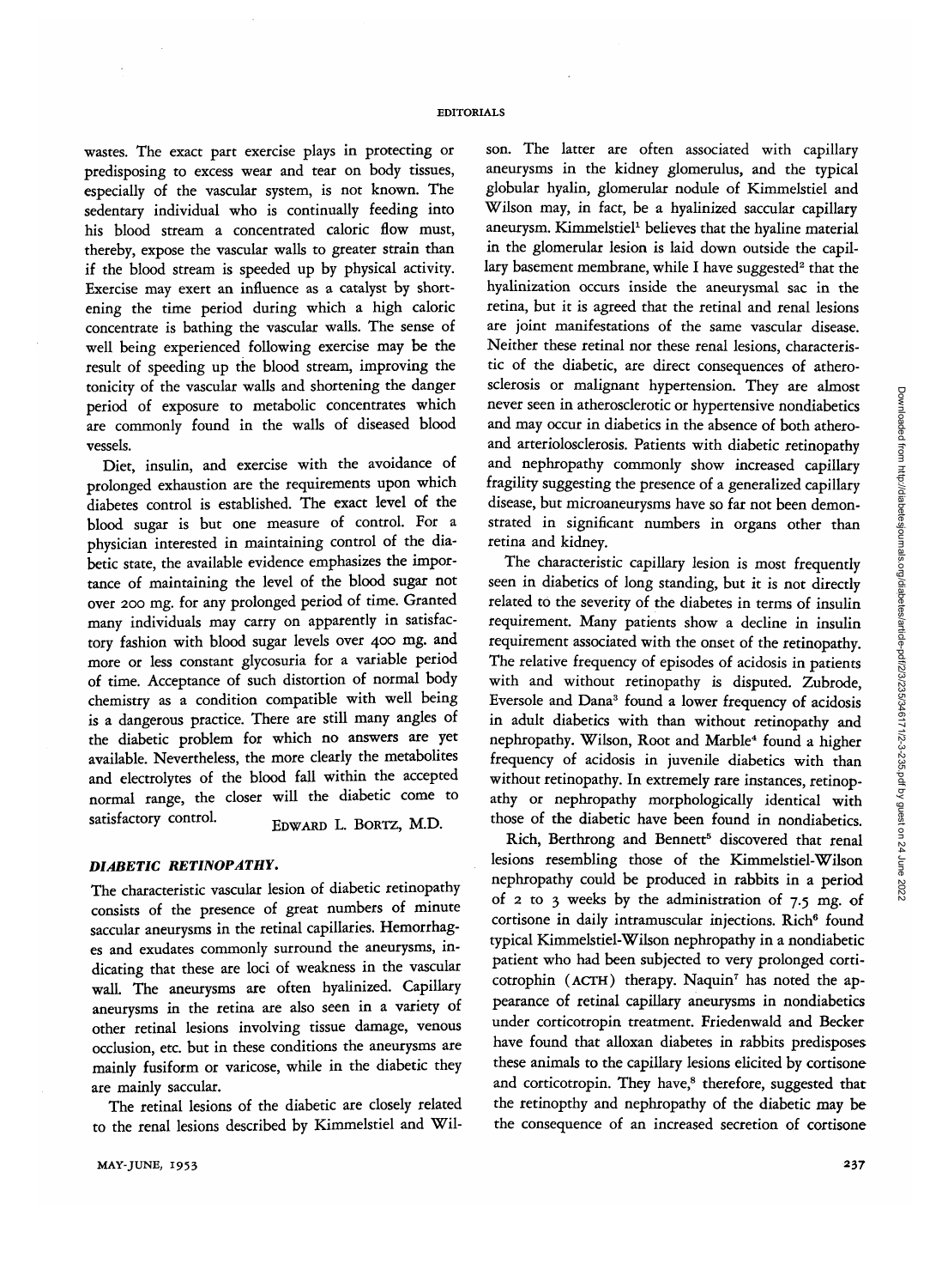wastes. The exact part exercise plays in protecting or predisposing to excess wear and tear on body tissues, especially of the vascular system, is not known. The sedentary individual who is continually feeding into his blood stream a concentrated caloric flow must, thereby, expose the vascular walls to greater strain than if the blood stream is speeded up by physical activity. Exercise may exert an influence as a catalyst by shortening the time period during which a high caloric concentrate is bathing the vascular walls. The sense of well being experienced following exercise may be the result of speeding up the blood stream, improving the tonicity of the vascular walls and shortening the danger period of exposure to metabolic concentrates which are commonly found in the walls of diseased blood vessels.

Diet, insulin, and exercise with the avoidance of prolonged exhaustion are the requirements upon which diabetes control is established. The exact level of the blood sugar is but one measure of control. For a physician interested in maintaining control of the diabetic state, the available evidence emphasizes the importance of maintaining the level of the blood sugar not over 200 mg. for any prolonged period of time. Granted many individuals may carry on apparently in satisfactory fashion with blood sugar levels over 400 mg. and more or less constant glycosuria for a variable period of time. Acceptance of such distortion of normal body chemistry as a condition compatible with well being is a dangerous practice. There are still many angles of the diabetic problem for which no answers are yet available. Nevertheless, the more clearly the metabolites and electrolytes of the blood fall within the accepted normal range, the closer will the diabetic come to satisfactory control.

EDWARD L. BORTZ, M.D.

## *DIABETIC RETINOPATHY.*

The characteristic vascular lesion of diabetic retinopathy consists of the presence of great numbers of minute saccular aneurysms in the retinal capillaries. Hemorrhages and exudates commonly surround the aneurysms, indicating that these are loci of weakness in the vascular wall. The aneurysms are often hyalinized. Capillary aneurysms in the retina are also seen in a variety of other retinal lesions involving tissue damage, venous occlusion, etc. but in these conditions the aneurysms are mainly fusiform or varicose, while in the diabetic they are mainly saccular.

The retinal lesions of the diabetic are closely related to the renal lesions described by Kimmelstiel and Wilson. The latter are often associated with capillary aneurysms in the kidney glomerulus, and the typical globular hyalin, glomerular nodule of Kimmelstiel and Wilson may, in fact, be a hyalinized saccular capillary aneurysm. Kimmelstiel[1] believes that the hyaline material in the glomerular lesion is laid down outside the capillary basement membrane, while I have suggested[2] that the hyalinization occurs inside the aneurysmal sac in the retina, but it is agreed that the retinal and renal lesions are joint manifestations of the same vascular disease. Neither these retinal nor these renal lesions, characteristic of the diabetic, are direct consequences of atherosclerosis or malignant hypertension. They are almost never seen in atherosclerotic or hypertensive nondiabetics and may occur in diabetics in the absence of both athero- and arteriolosclerosis. Patients with diabetic retinopathy and nephropathy commonly show increased capillary fragility suggesting the presence of a generalized capillary disease, but microaneurysms have so far not been demonstrated in significant numbers in organs other than retina and kidney.

The characteristic capillary lesion is most frequently seen in diabetics of long standing, but it is not directly related to the severity of the diabetes in terms of insulin requirement. Many patients show a decline in insulin requirement associated with the onset of the retinopathy. The relative frequency of episodes of acidosis in patients with and without retinopathy is disputed. Zubrode, Eversole and Dana[3] found a lower frequency of acidosis in adult diabetics with than without retinopathy and nephropathy. Wilson, Root and Marble[4] found a higher frequency of acidosis in juvenile diabetics with than without retinopathy. In extremely rare instances, retinopathy or nephropathy morphologically identical with those of the diabetic have been found in nondiabetics.

Rich, Berthrong and Bennett[5] discovered that renal lesions resembling those of the Kimmelstiel-Wilson nephropathy could be produced in rabbits in a period of 2 to 3 weeks by the administration of 7.5 mg. of cortisone in daily intramuscular injections. Rich[6] found typical Kimmelstiel-Wilson nephropathy in a nondiabetic patient who had been subjected to very prolonged corticotrophin (ACTH) therapy. Naquin[7] has noted the appearance of retinal capillary aneurysms in nondiabetics under corticotropin treatment. Friedenwald and Becker have found that alloxan diabetes in rabbits predisposes these animals to the capillary lesions elicited by cortisone and corticotropin. They have,[8] therefore, suggested that the retinopthy and nephropathy of the diabetic may be the consequence of an increased secretion of cortisone